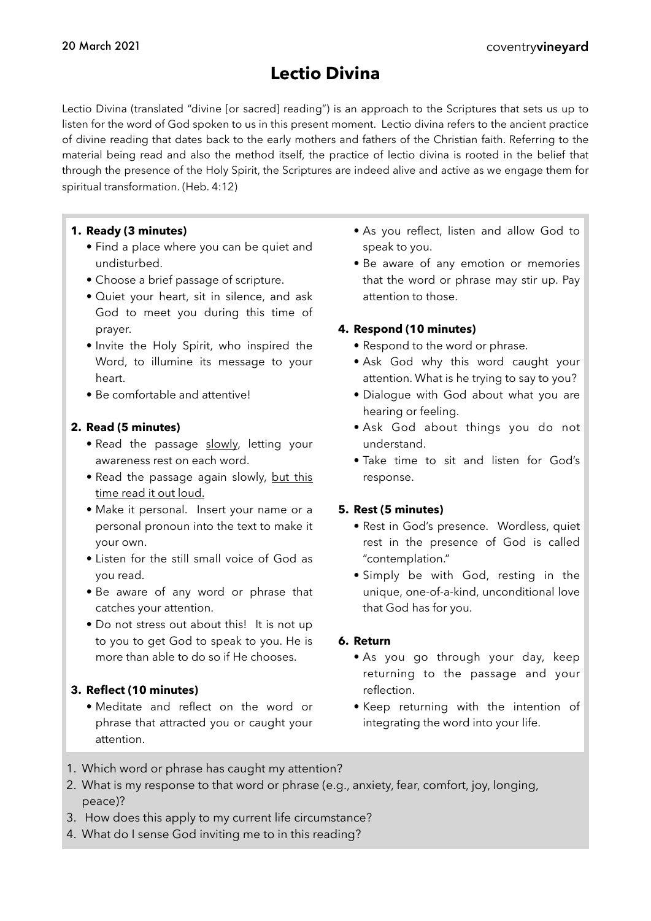20 March 2021

coventry**vineyard**

# Lectio Divina

Lectio Divina (translated "divine [or sacred] reading") is an approach to the Scriptures that sets us up to listen for the word of God spoken to us in this present moment. Lectio divina refers to the ancient practice of divine reading that dates back to the early mothers and fathers of the Christian faith. Referring to the material being read and also the method itself, the practice of lectio divina is rooted in the belief that through the presence of the Holy Spirit, the Scriptures are indeed alive and active as we engage them for spiritual transformation. (Heb. 4:12)

**1. Ready (3 minutes)**

- Find a place where you can be quiet and undisturbed.
- Choose a brief passage of scripture.
- Quiet your heart, sit in silence, and ask God to meet you during this time of prayer.
- Invite the Holy Spirit, who inspired the Word, to illumine its message to your heart.
- Be comfortable and attentive!

**2. Read (5 minutes)**

- Read the passage <u>slowly</u>, letting your awareness rest on each word.
- Read the passage again slowly, <u>but this time read it out loud.</u>
- Make it personal. Insert your name or a personal pronoun into the text to make it your own.
- Listen for the still small voice of God as you read.
- Be aware of any word or phrase that catches your attention.
- Do not stress out about this! It is not up to you to get God to speak to you. He is more than able to do so if He chooses.

**3. Reflect (10 minutes)**

- Meditate and reflect on the word or phrase that attracted you or caught your attention.
- As you reflect, listen and allow God to speak to you.
- Be aware of any emotion or memories that the word or phrase may stir up. Pay attention to those.

**4. Respond (10 minutes)**

- Respond to the word or phrase.
- Ask God why this word caught your attention. What is he trying to say to you?
- Dialogue with God about what you are hearing or feeling.
- Ask God about things you do not understand.
- Take time to sit and listen for God's response.

**5. Rest (5 minutes)**

- Rest in God's presence. Wordless, quiet rest in the presence of God is called "contemplation."
- Simply be with God, resting in the unique, one-of-a-kind, unconditional love that God has for you.

**6. Return**

- As you go through your day, keep returning to the passage and your reflection.
- Keep returning with the intention of integrating the word into your life.

1. Which word or phrase has caught my attention?
2. What is my response to that word or phrase (e.g., anxiety, fear, comfort, joy, longing, peace)?
3. How does this apply to my current life circumstance?
4. What do I sense God inviting me to in this reading?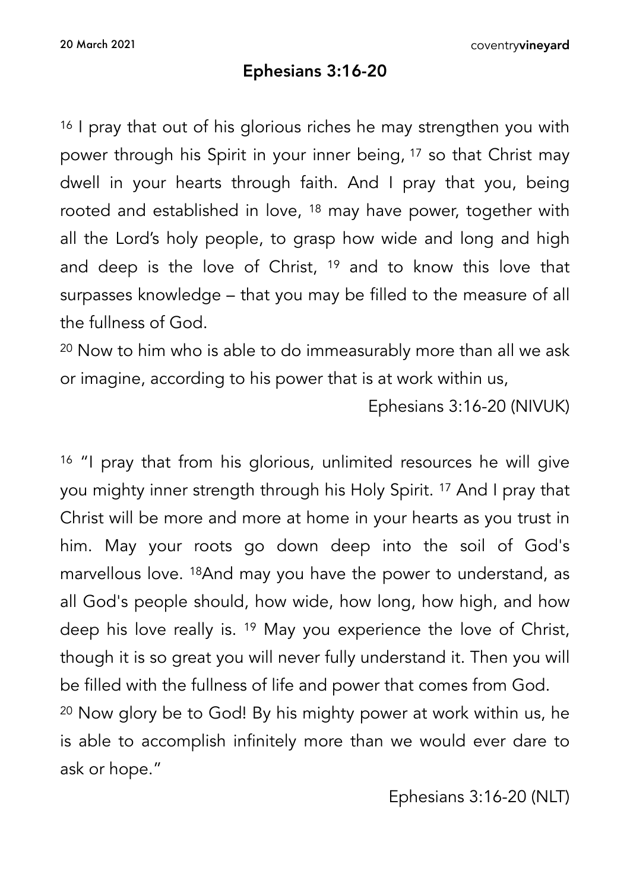# Ephesians 3:16-20

[16] I pray that out of his glorious riches he may strengthen you with power through his Spirit in your inner being, [17] so that Christ may dwell in your hearts through faith. And I pray that you, being rooted and established in love, [18] may have power, together with all the Lord's holy people, to grasp how wide and long and high and deep is the love of Christ, [19] and to know this love that surpasses knowledge – that you may be filled to the measure of all the fullness of God.

[20] Now to him who is able to do immeasurably more than all we ask or imagine, according to his power that is at work within us,

Ephesians 3:16-20 (NIVUK)

[16] "I pray that from his glorious, unlimited resources he will give you mighty inner strength through his Holy Spirit. [17] And I pray that Christ will be more and more at home in your hearts as you trust in him. May your roots go down deep into the soil of God's marvellous love. [18]And may you have the power to understand, as all God's people should, how wide, how long, how high, and how deep his love really is. [19] May you experience the love of Christ, though it is so great you will never fully understand it. Then you will be filled with the fullness of life and power that comes from God.

[20] Now glory be to God! By his mighty power at work within us, he is able to accomplish infinitely more than we would ever dare to ask or hope."

Ephesians 3:16-20 (NLT)